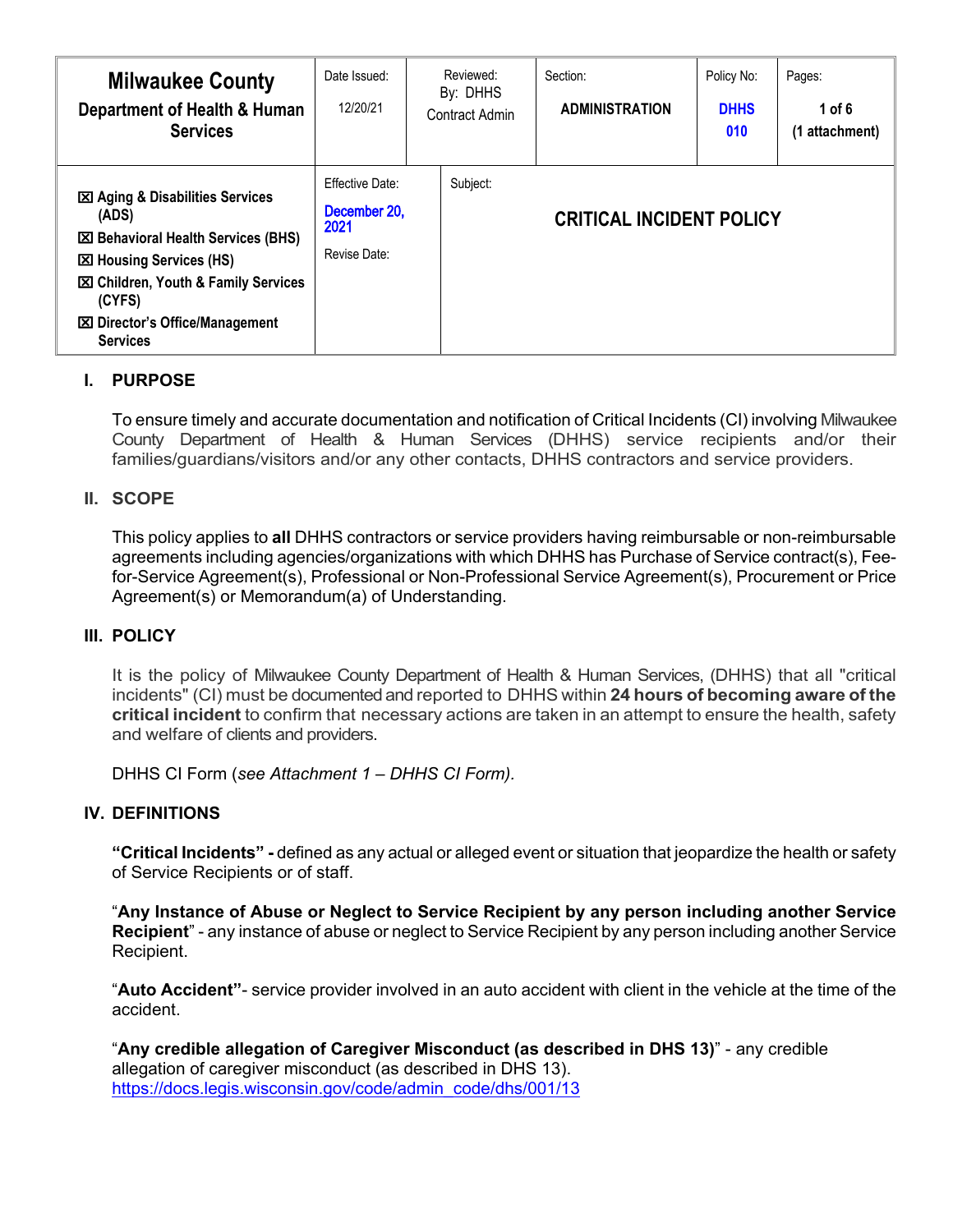| Milwaukee County Department of Health & Human Services | Date Issued: 12/20/21 | Reviewed: By: DHHS Contract Admin | Section: ADMINISTRATION | Policy No: DHHS 010 | Pages: 1 of 6 (1 attachment) |
|---|---|---|---|---|---|
| ☒ Aging & Disabilities Services (ADS)<br>☒ Behavioral Health Services (BHS)<br>☒ Housing Services (HS)<br>☒ Children, Youth & Family Services (CYFS)<br>☒ Director's Office/Management Services | Effective Date: December 20, 2021<br>Revise Date: | Subject: CRITICAL INCIDENT POLICY | | | |

## I. PURPOSE

To ensure timely and accurate documentation and notification of Critical Incidents (CI) involving Milwaukee County Department of Health & Human Services (DHHS) service recipients and/or their families/guardians/visitors and/or any other contacts, DHHS contractors and service providers.

## II. SCOPE

This policy applies to **all** DHHS contractors or service providers having reimbursable or non-reimbursable agreements including agencies/organizations with which DHHS has Purchase of Service contract(s), Fee-for-Service Agreement(s), Professional or Non-Professional Service Agreement(s), Procurement or Price Agreement(s) or Memorandum(a) of Understanding.

## III. POLICY

It is the policy of Milwaukee County Department of Health & Human Services, (DHHS) that all "critical incidents" (CI) must be documented and reported to DHHS within **24 hours of becoming aware of the critical incident** to confirm that necessary actions are taken in an attempt to ensure the health, safety and welfare of clients and providers.

DHHS CI Form (*see Attachment 1 – DHHS CI Form).*

## IV. DEFINITIONS

**"Critical Incidents" -** defined as any actual or alleged event or situation that jeopardize the health or safety of Service Recipients or of staff.

"**Any Instance of Abuse or Neglect to Service Recipient by any person including another Service Recipient**" - any instance of abuse or neglect to Service Recipient by any person including another Service Recipient.

"**Auto Accident"**- service provider involved in an auto accident with client in the vehicle at the time of the accident.

"**Any credible allegation of Caregiver Misconduct (as described in DHS 13)**" - any credible allegation of caregiver misconduct (as described in DHS 13).
https://docs.legis.wisconsin.gov/code/admin_code/dhs/001/13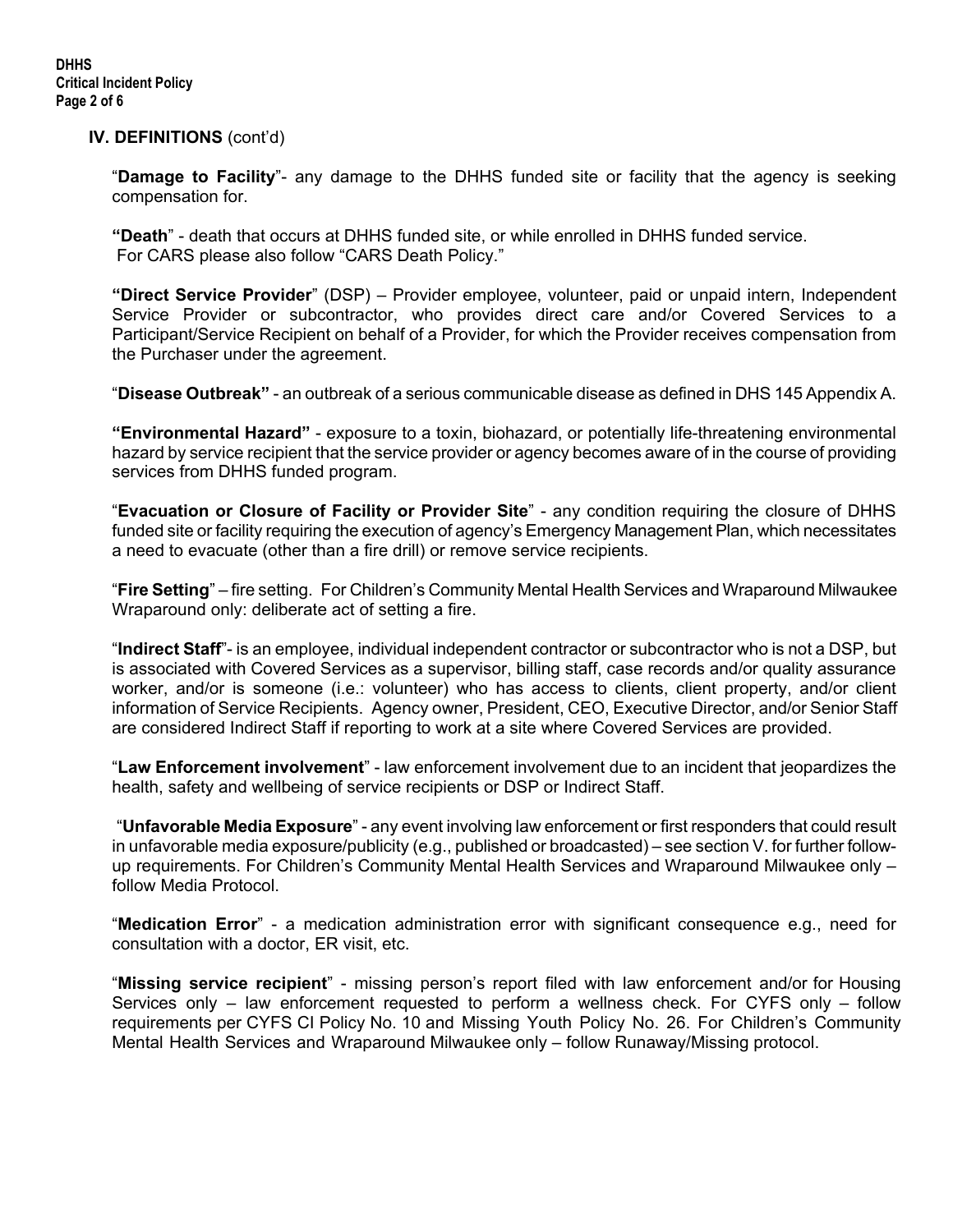## IV. DEFINITIONS (cont'd)

"**Damage to Facility**"- any damage to the DHHS funded site or facility that the agency is seeking compensation for.

**"Death**" - death that occurs at DHHS funded site, or while enrolled in DHHS funded service. For CARS please also follow "CARS Death Policy."

**"Direct Service Provider**" (DSP) – Provider employee, volunteer, paid or unpaid intern, Independent Service Provider or subcontractor, who provides direct care and/or Covered Services to a Participant/Service Recipient on behalf of a Provider, for which the Provider receives compensation from the Purchaser under the agreement.

"**Disease Outbreak"** - an outbreak of a serious communicable disease as defined in DHS 145 Appendix A.

**"Environmental Hazard"** - exposure to a toxin, biohazard, or potentially life-threatening environmental hazard by service recipient that the service provider or agency becomes aware of in the course of providing services from DHHS funded program.

"**Evacuation or Closure of Facility or Provider Site**" - any condition requiring the closure of DHHS funded site or facility requiring the execution of agency's Emergency Management Plan, which necessitates a need to evacuate (other than a fire drill) or remove service recipients.

"**Fire Setting**" – fire setting. For Children's Community Mental Health Services and Wraparound Milwaukee Wraparound only: deliberate act of setting a fire.

"**Indirect Staff**"- is an employee, individual independent contractor or subcontractor who is not a DSP, but is associated with Covered Services as a supervisor, billing staff, case records and/or quality assurance worker, and/or is someone (i.e.: volunteer) who has access to clients, client property, and/or client information of Service Recipients. Agency owner, President, CEO, Executive Director, and/or Senior Staff are considered Indirect Staff if reporting to work at a site where Covered Services are provided.

"**Law Enforcement involvement**" - law enforcement involvement due to an incident that jeopardizes the health, safety and wellbeing of service recipients or DSP or Indirect Staff.

"**Unfavorable Media Exposure**" - any event involving law enforcement or first responders that could result in unfavorable media exposure/publicity (e.g., published or broadcasted) – see section V. for further follow-up requirements. For Children's Community Mental Health Services and Wraparound Milwaukee only – follow Media Protocol.

"**Medication Error**" - a medication administration error with significant consequence e.g., need for consultation with a doctor, ER visit, etc.

"**Missing service recipient**" - missing person's report filed with law enforcement and/or for Housing Services only – law enforcement requested to perform a wellness check. For CYFS only – follow requirements per CYFS CI Policy No. 10 and Missing Youth Policy No. 26. For Children's Community Mental Health Services and Wraparound Milwaukee only – follow Runaway/Missing protocol.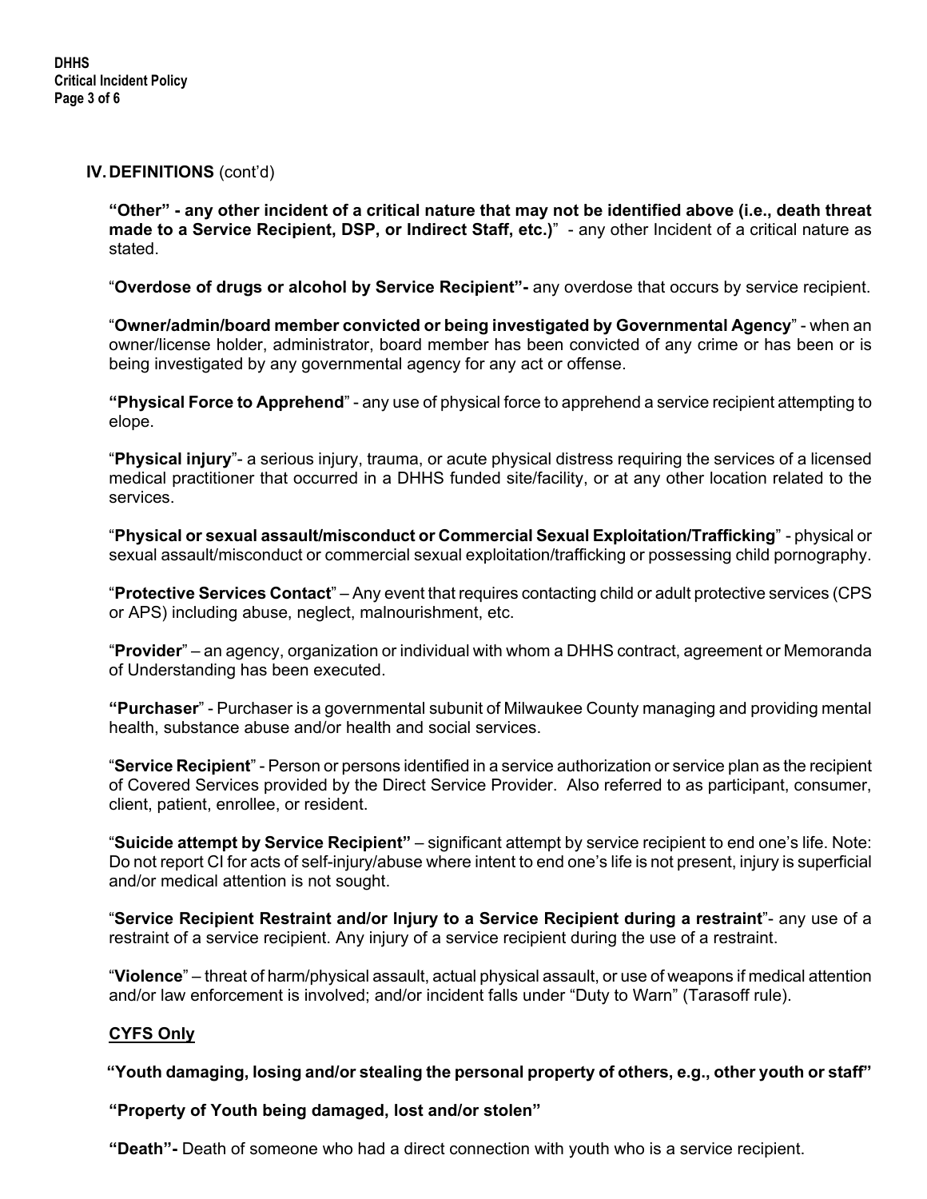## IV. DEFINITIONS (cont'd)

**"Other" - any other incident of a critical nature that may not be identified above (i.e., death threat made to a Service Recipient, DSP, or Indirect Staff, etc.)"** - any other Incident of a critical nature as stated.

"**Overdose of drugs or alcohol by Service Recipient"-** any overdose that occurs by service recipient.

"**Owner/admin/board member convicted or being investigated by Governmental Agency**" - when an owner/license holder, administrator, board member has been convicted of any crime or has been or is being investigated by any governmental agency for any act or offense.

**"Physical Force to Apprehend**" - any use of physical force to apprehend a service recipient attempting to elope.

"**Physical injury**"- a serious injury, trauma, or acute physical distress requiring the services of a licensed medical practitioner that occurred in a DHHS funded site/facility, or at any other location related to the services.

"**Physical or sexual assault/misconduct or Commercial Sexual Exploitation/Trafficking**" - physical or sexual assault/misconduct or commercial sexual exploitation/trafficking or possessing child pornography.

"**Protective Services Contact**" – Any event that requires contacting child or adult protective services (CPS or APS) including abuse, neglect, malnourishment, etc.

"**Provider**" – an agency, organization or individual with whom a DHHS contract, agreement or Memoranda of Understanding has been executed.

**"Purchaser**" - Purchaser is a governmental subunit of Milwaukee County managing and providing mental health, substance abuse and/or health and social services.

"**Service Recipient**" - Person or persons identified in a service authorization or service plan as the recipient of Covered Services provided by the Direct Service Provider. Also referred to as participant, consumer, client, patient, enrollee, or resident.

"**Suicide attempt by Service Recipient"** – significant attempt by service recipient to end one's life. Note: Do not report CI for acts of self-injury/abuse where intent to end one's life is not present, injury is superficial and/or medical attention is not sought.

"**Service Recipient Restraint and/or Injury to a Service Recipient during a restraint**"- any use of a restraint of a service recipient. Any injury of a service recipient during the use of a restraint.

"**Violence**" – threat of harm/physical assault, actual physical assault, or use of weapons if medical attention and/or law enforcement is involved; and/or incident falls under "Duty to Warn" (Tarasoff rule).

**<u>CYFS Only</u>**

**"Youth damaging, losing and/or stealing the personal property of others, e.g., other youth or staff"**

**"Property of Youth being damaged, lost and/or stolen"**

**"Death"-** Death of someone who had a direct connection with youth who is a service recipient.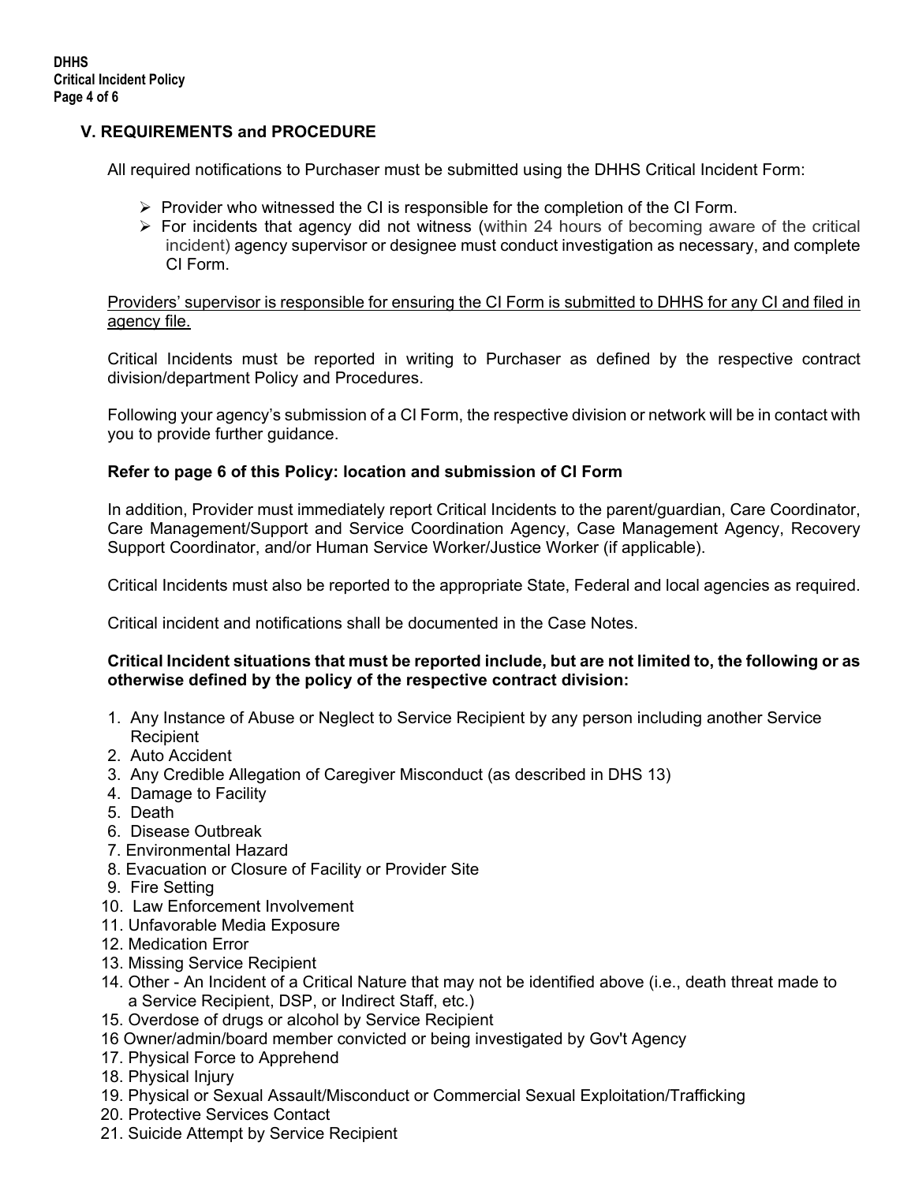## V. REQUIREMENTS and PROCEDURE

All required notifications to Purchaser must be submitted using the DHHS Critical Incident Form:

- Provider who witnessed the CI is responsible for the completion of the CI Form.
- For incidents that agency did not witness (within 24 hours of becoming aware of the critical incident) agency supervisor or designee must conduct investigation as necessary, and complete CI Form.

<u>Providers' supervisor is responsible for ensuring the CI Form is submitted to DHHS for any CI and filed in agency file.</u>

Critical Incidents must be reported in writing to Purchaser as defined by the respective contract division/department Policy and Procedures.

Following your agency's submission of a CI Form, the respective division or network will be in contact with you to provide further guidance.

**Refer to page 6 of this Policy: location and submission of CI Form**

In addition, Provider must immediately report Critical Incidents to the parent/guardian, Care Coordinator, Care Management/Support and Service Coordination Agency, Case Management Agency, Recovery Support Coordinator, and/or Human Service Worker/Justice Worker (if applicable).

Critical Incidents must also be reported to the appropriate State, Federal and local agencies as required.

Critical incident and notifications shall be documented in the Case Notes.

**Critical Incident situations that must be reported include, but are not limited to, the following or as otherwise defined by the policy of the respective contract division:**

1. Any Instance of Abuse or Neglect to Service Recipient by any person including another Service Recipient
2. Auto Accident
3. Any Credible Allegation of Caregiver Misconduct (as described in DHS 13)
4. Damage to Facility
5. Death
6. Disease Outbreak
7. Environmental Hazard
8. Evacuation or Closure of Facility or Provider Site
9. Fire Setting
10. Law Enforcement Involvement
11. Unfavorable Media Exposure
12. Medication Error
13. Missing Service Recipient
14. Other - An Incident of a Critical Nature that may not be identified above (i.e., death threat made to a Service Recipient, DSP, or Indirect Staff, etc.)
15. Overdose of drugs or alcohol by Service Recipient
16. Owner/admin/board member convicted or being investigated by Gov't Agency
17. Physical Force to Apprehend
18. Physical Injury
19. Physical or Sexual Assault/Misconduct or Commercial Sexual Exploitation/Trafficking
20. Protective Services Contact
21. Suicide Attempt by Service Recipient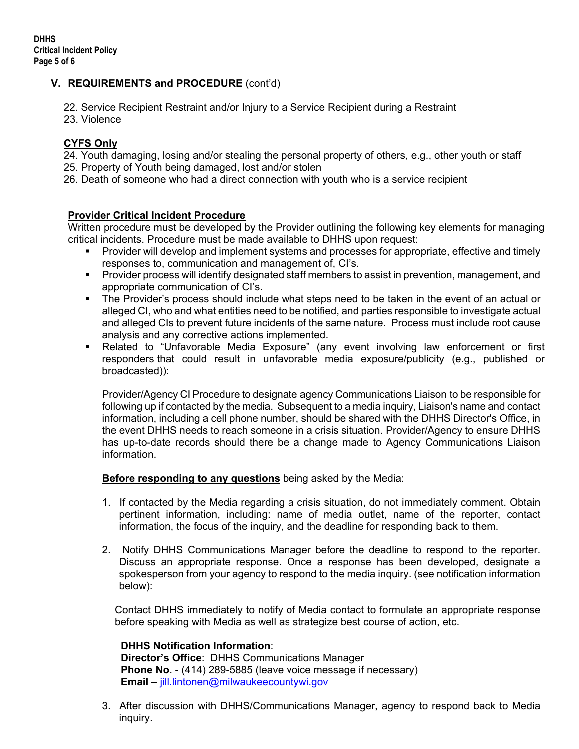## V. REQUIREMENTS and PROCEDURE (cont'd)

22. Service Recipient Restraint and/or Injury to a Service Recipient during a Restraint
23. Violence

**CYFS Only**

24. Youth damaging, losing and/or stealing the personal property of others, e.g., other youth or staff
25. Property of Youth being damaged, lost and/or stolen
26. Death of someone who had a direct connection with youth who is a service recipient

**Provider Critical Incident Procedure**

Written procedure must be developed by the Provider outlining the following key elements for managing critical incidents. Procedure must be made available to DHHS upon request:

- Provider will develop and implement systems and processes for appropriate, effective and timely responses to, communication and management of, CI's.
- Provider process will identify designated staff members to assist in prevention, management, and appropriate communication of CI's.
- The Provider's process should include what steps need to be taken in the event of an actual or alleged CI, who and what entities need to be notified, and parties responsible to investigate actual and alleged CIs to prevent future incidents of the same nature. Process must include root cause analysis and any corrective actions implemented.
- Related to "Unfavorable Media Exposure" (any event involving law enforcement or first responders that could result in unfavorable media exposure/publicity (e.g., published or broadcasted)):

  Provider/Agency CI Procedure to designate agency Communications Liaison to be responsible for following up if contacted by the media. Subsequent to a media inquiry, Liaison's name and contact information, including a cell phone number, should be shared with the DHHS Director's Office, in the event DHHS needs to reach someone in a crisis situation. Provider/Agency to ensure DHHS has up-to-date records should there be a change made to Agency Communications Liaison information.

  **Before responding to any questions** being asked by the Media:

  1. If contacted by the Media regarding a crisis situation, do not immediately comment. Obtain pertinent information, including: name of media outlet, name of the reporter, contact information, the focus of the inquiry, and the deadline for responding back to them.

  2. Notify DHHS Communications Manager before the deadline to respond to the reporter. Discuss an appropriate response. Once a response has been developed, designate a spokesperson from your agency to respond to the media inquiry. (see notification information below):

     Contact DHHS immediately to notify of Media contact to formulate an appropriate response before speaking with Media as well as strategize best course of action, etc.

     **DHHS Notification Information**:
     **Director's Office**: DHHS Communications Manager
     **Phone No**. - (414) 289-5885 (leave voice message if necessary)
     **Email** – jill.lintonen@milwaukeecountywi.gov

  3. After discussion with DHHS/Communications Manager, agency to respond back to Media inquiry.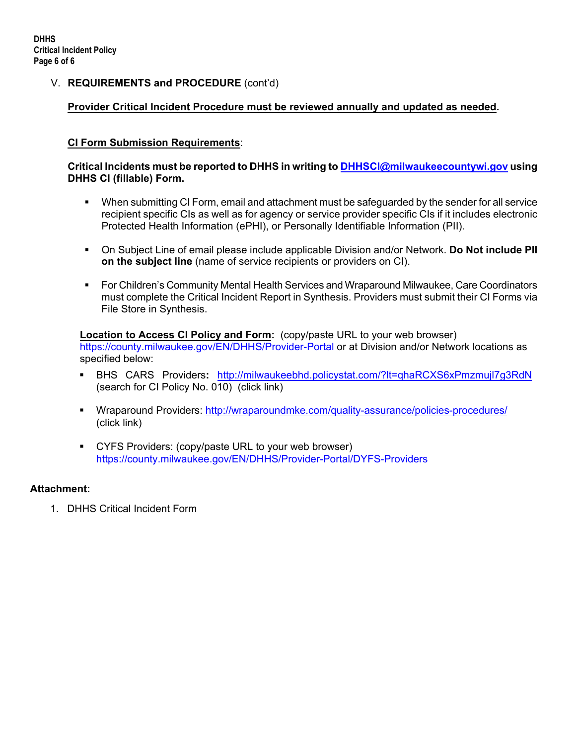V. **REQUIREMENTS and PROCEDURE** (cont'd)

**Provider Critical Incident Procedure must be reviewed annually and updated as needed.**

**CI Form Submission Requirements**:

**Critical Incidents must be reported to DHHS in writing to [DHHSCI@milwaukeecountywi.gov](mailto:DHHSCI@milwaukeecountywi.gov) using DHHS CI (fillable) Form.**

- When submitting CI Form, email and attachment must be safeguarded by the sender for all service recipient specific CIs as well as for agency or service provider specific CIs if it includes electronic Protected Health Information (ePHI), or Personally Identifiable Information (PII).
- On Subject Line of email please include applicable Division and/or Network. **Do Not include PII on the subject line** (name of service recipients or providers on CI).
- For Children's Community Mental Health Services and Wraparound Milwaukee, Care Coordinators must complete the Critical Incident Report in Synthesis. Providers must submit their CI Forms via File Store in Synthesis.

**Location to Access CI Policy and Form:** (copy/paste URL to your web browser) https://county.milwaukee.gov/EN/DHHS/Provider-Portal or at Division and/or Network locations as specified below:

- BHS CARS Providers**:** http://milwaukeebhd.policystat.com/?lt=qhaRCXS6xPmzmujl7g3RdN (search for CI Policy No. 010) (click link)
- Wraparound Providers: http://wraparoundmke.com/quality-assurance/policies-procedures/ (click link)
- CYFS Providers: (copy/paste URL to your web browser) https://county.milwaukee.gov/EN/DHHS/Provider-Portal/DYFS-Providers

**Attachment:**

1. DHHS Critical Incident Form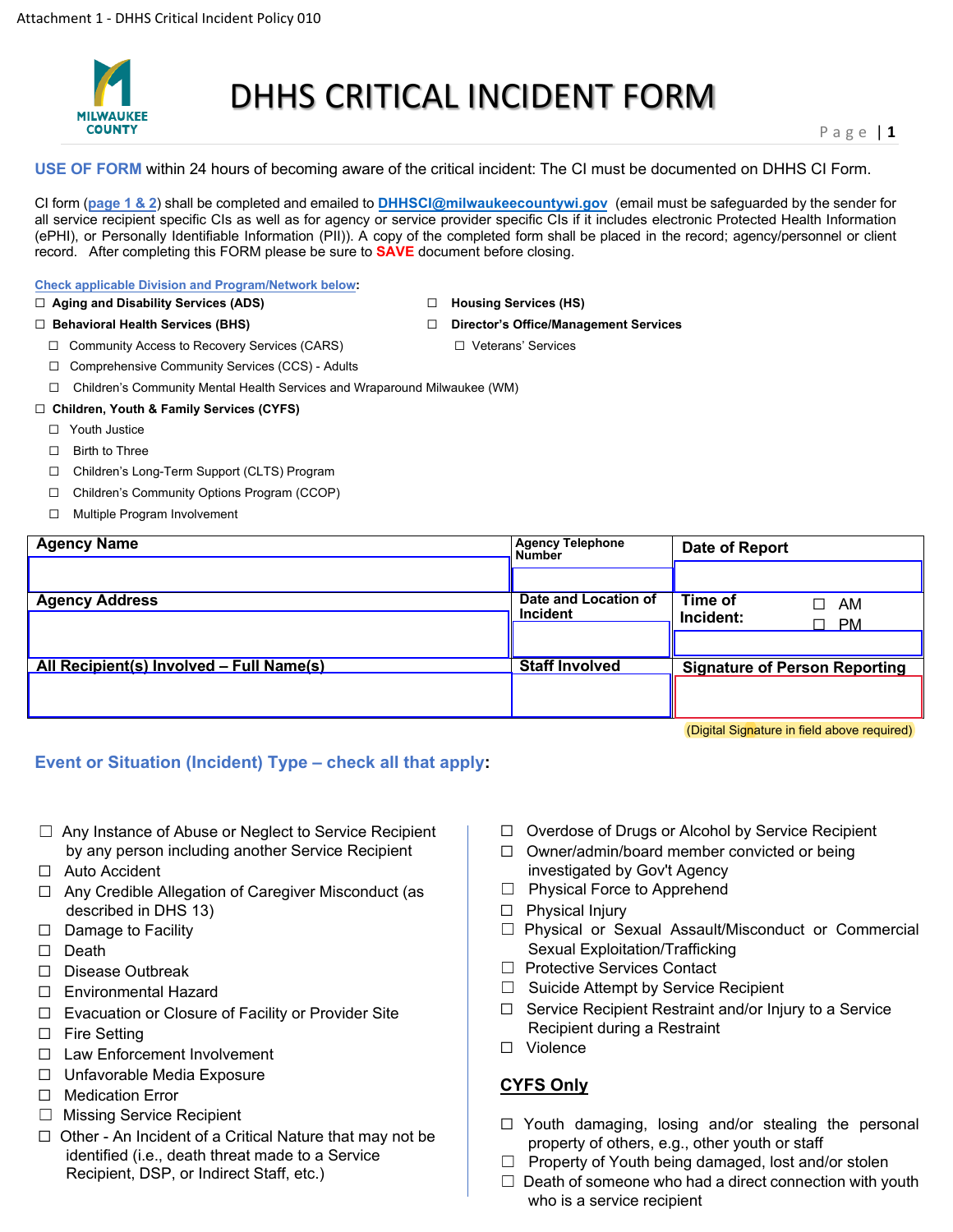Attachment 1 - DHHS Critical Incident Policy 010

MILWAUKEE COUNTY

# DHHS CRITICAL INCIDENT FORM

**USE OF FORM** within 24 hours of becoming aware of the critical incident: The CI must be documented on DHHS CI Form.

CI form (page 1 & 2) shall be completed and emailed to **DHHSCI@milwaukeecountywi.gov** (email must be safeguarded by the sender for all service recipient specific CIs as well as for agency or service provider specific CIs if it includes electronic Protected Health Information (ePHI), or Personally Identifiable Information (PII)). A copy of the completed form shall be placed in the record; agency/personnel or client record. After completing this FORM please be sure to **SAVE** document before closing.

**Check applicable Division and Program/Network below:**

- ☐ **Aging and Disability Services (ADS)**
- ☐ **Behavioral Health Services (BHS)**
  - ☐ Community Access to Recovery Services (CARS)
  - ☐ Comprehensive Community Services (CCS) - Adults
  - ☐ Children's Community Mental Health Services and Wraparound Milwaukee (WM)
- ☐ **Children, Youth & Family Services (CYFS)**
  - ☐ Youth Justice
  - ☐ Birth to Three
  - ☐ Children's Long-Term Support (CLTS) Program
  - ☐ Children's Community Options Program (CCOP)
  - ☐ Multiple Program Involvement
- ☐ **Housing Services (HS)**
- ☐ **Director's Office/Management Services**
  - ☐ Veterans' Services

| **Agency Name** | **Agency Telephone Number** | **Date of Report** |
|---|---|---|
| | | |
| **Agency Address** | **Date and Location of Incident** | **Time of Incident:** ☐ AM ☐ PM |
| | | |
| **All Recipient(s) Involved – Full Name(s)** | **Staff Involved** | **Signature of Person Reporting** |
| | | |

(Digital Signature in field above required)

## Event or Situation (Incident) Type – check all that apply:

- ☐ Any Instance of Abuse or Neglect to Service Recipient by any person including another Service Recipient
- ☐ Auto Accident
- ☐ Any Credible Allegation of Caregiver Misconduct (as described in DHS 13)
- ☐ Damage to Facility
- ☐ Death
- ☐ Disease Outbreak
- ☐ Environmental Hazard
- ☐ Evacuation or Closure of Facility or Provider Site
- ☐ Fire Setting
- ☐ Law Enforcement Involvement
- ☐ Unfavorable Media Exposure
- ☐ Medication Error
- ☐ Missing Service Recipient
- ☐ Other - An Incident of a Critical Nature that may not be identified (i.e., death threat made to a Service Recipient, DSP, or Indirect Staff, etc.)
- ☐ Overdose of Drugs or Alcohol by Service Recipient
- ☐ Owner/admin/board member convicted or being investigated by Gov't Agency
- ☐ Physical Force to Apprehend
- ☐ Physical Injury
- ☐ Physical or Sexual Assault/Misconduct or Commercial Sexual Exploitation/Trafficking
- ☐ Protective Services Contact
- ☐ Suicide Attempt by Service Recipient
- ☐ Service Recipient Restraint and/or Injury to a Service Recipient during a Restraint
- ☐ Violence

**CYFS Only**

- ☐ Youth damaging, losing and/or stealing the personal property of others, e.g., other youth or staff
- ☐ Property of Youth being damaged, lost and/or stolen
- ☐ Death of someone who had a direct connection with youth who is a service recipient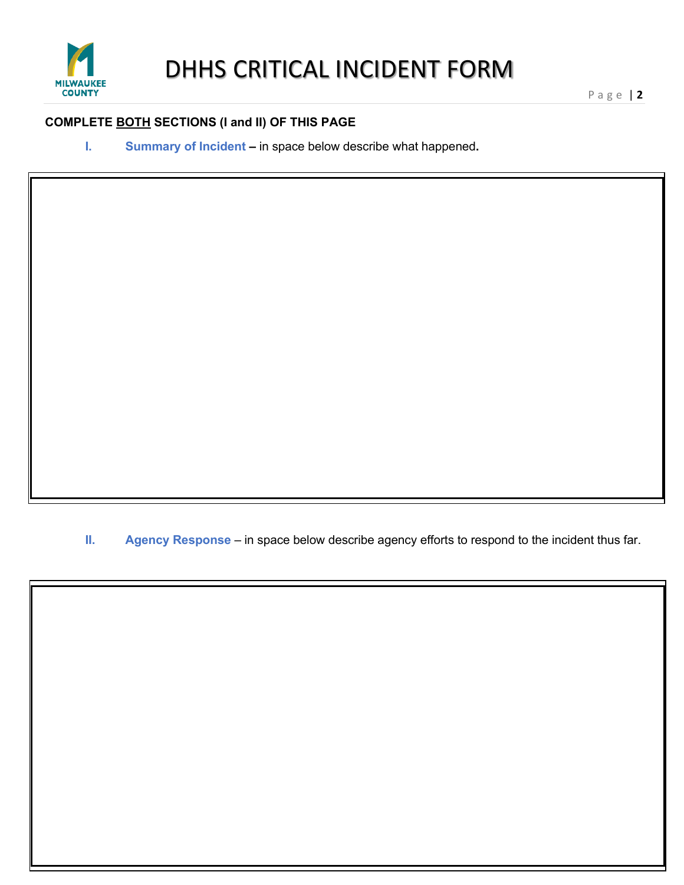# DHHS CRITICAL INCIDENT FORM

**COMPLETE BOTH SECTIONS (I and II) OF THIS PAGE**

I. **Summary of Incident** – in space below describe what happened.

II. **Agency Response** – in space below describe agency efforts to respond to the incident thus far.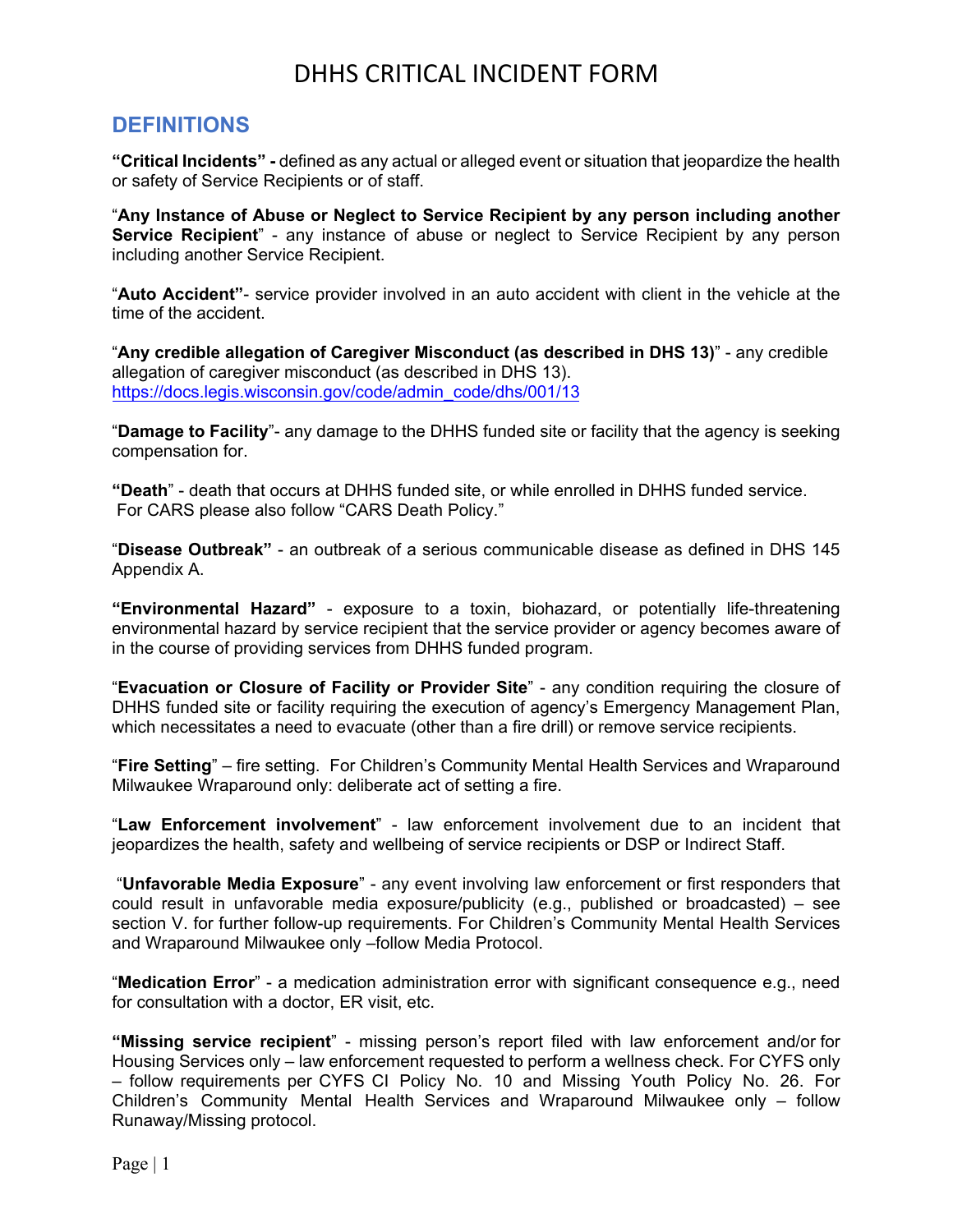# DHHS CRITICAL INCIDENT FORM

## DEFINITIONS

**"Critical Incidents" -** defined as any actual or alleged event or situation that jeopardize the health or safety of Service Recipients or of staff.

"**Any Instance of Abuse or Neglect to Service Recipient by any person including another Service Recipient**" - any instance of abuse or neglect to Service Recipient by any person including another Service Recipient.

"**Auto Accident"**- service provider involved in an auto accident with client in the vehicle at the time of the accident.

"**Any credible allegation of Caregiver Misconduct (as described in DHS 13)**" - any credible allegation of caregiver misconduct (as described in DHS 13). https://docs.legis.wisconsin.gov/code/admin_code/dhs/001/13

"**Damage to Facility**"- any damage to the DHHS funded site or facility that the agency is seeking compensation for.

**"Death**" - death that occurs at DHHS funded site, or while enrolled in DHHS funded service. For CARS please also follow "CARS Death Policy."

"**Disease Outbreak"** - an outbreak of a serious communicable disease as defined in DHS 145 Appendix A.

**"Environmental Hazard"** - exposure to a toxin, biohazard, or potentially life-threatening environmental hazard by service recipient that the service provider or agency becomes aware of in the course of providing services from DHHS funded program.

"**Evacuation or Closure of Facility or Provider Site**" - any condition requiring the closure of DHHS funded site or facility requiring the execution of agency's Emergency Management Plan, which necessitates a need to evacuate (other than a fire drill) or remove service recipients.

"**Fire Setting**" – fire setting. For Children's Community Mental Health Services and Wraparound Milwaukee Wraparound only: deliberate act of setting a fire.

"**Law Enforcement involvement**" - law enforcement involvement due to an incident that jeopardizes the health, safety and wellbeing of service recipients or DSP or Indirect Staff.

"**Unfavorable Media Exposure**" - any event involving law enforcement or first responders that could result in unfavorable media exposure/publicity (e.g., published or broadcasted) – see section V. for further follow-up requirements. For Children's Community Mental Health Services and Wraparound Milwaukee only –follow Media Protocol.

"**Medication Error**" - a medication administration error with significant consequence e.g., need for consultation with a doctor, ER visit, etc.

**"Missing service recipient**" - missing person's report filed with law enforcement and/or for Housing Services only – law enforcement requested to perform a wellness check. For CYFS only – follow requirements per CYFS CI Policy No. 10 and Missing Youth Policy No. 26. For Children's Community Mental Health Services and Wraparound Milwaukee only – follow Runaway/Missing protocol.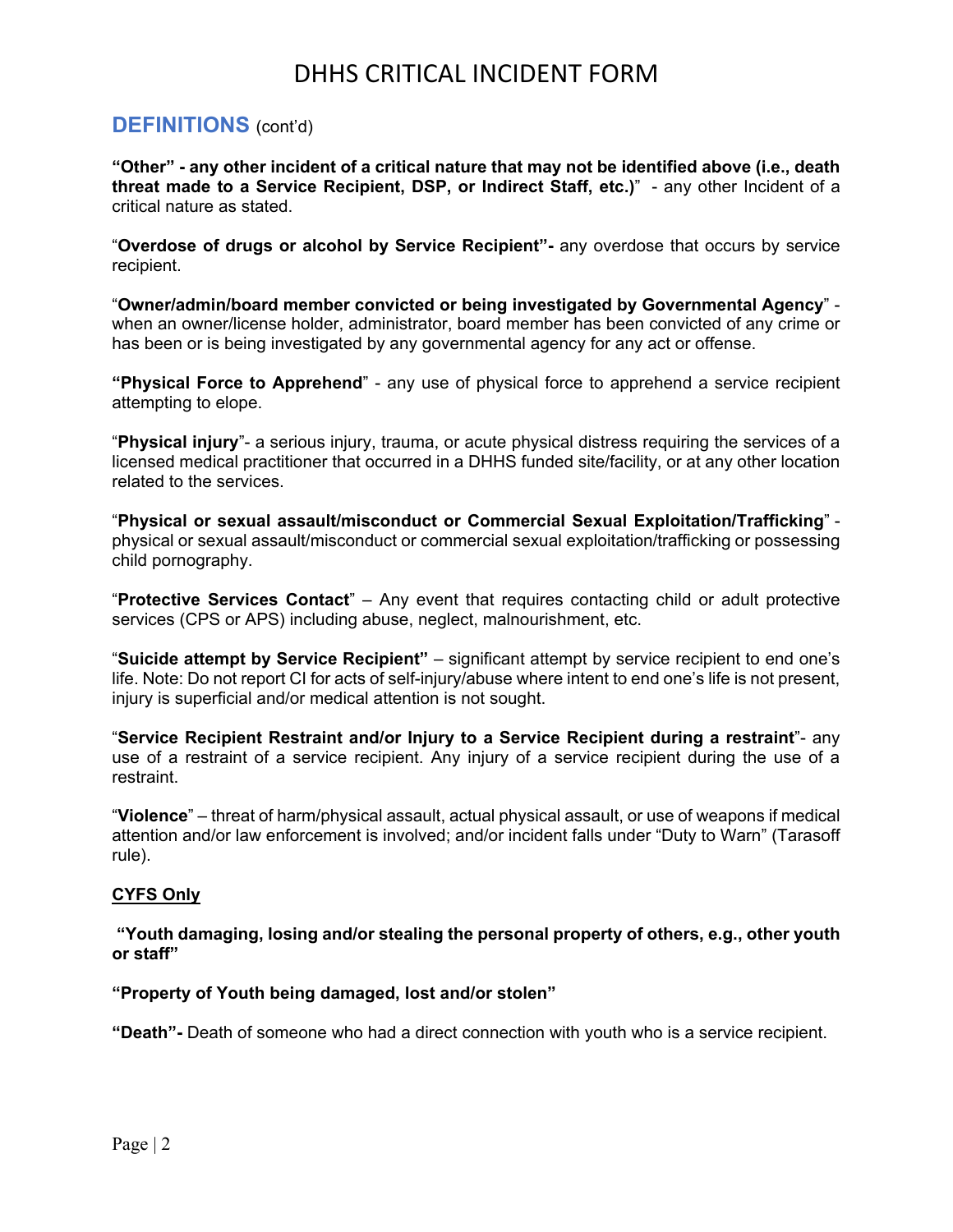# DHHS CRITICAL INCIDENT FORM

## DEFINITIONS (cont'd)

**"Other" - any other incident of a critical nature that may not be identified above (i.e., death threat made to a Service Recipient, DSP, or Indirect Staff, etc.)"** - any other Incident of a critical nature as stated.

"**Overdose of drugs or alcohol by Service Recipient"-** any overdose that occurs by service recipient.

"**Owner/admin/board member convicted or being investigated by Governmental Agency**" - when an owner/license holder, administrator, board member has been convicted of any crime or has been or is being investigated by any governmental agency for any act or offense.

**"Physical Force to Apprehend**" - any use of physical force to apprehend a service recipient attempting to elope.

"**Physical injury**"- a serious injury, trauma, or acute physical distress requiring the services of a licensed medical practitioner that occurred in a DHHS funded site/facility, or at any other location related to the services.

"**Physical or sexual assault/misconduct or Commercial Sexual Exploitation/Trafficking**" - physical or sexual assault/misconduct or commercial sexual exploitation/trafficking or possessing child pornography.

"**Protective Services Contact**" – Any event that requires contacting child or adult protective services (CPS or APS) including abuse, neglect, malnourishment, etc.

"**Suicide attempt by Service Recipient"** – significant attempt by service recipient to end one's life. Note: Do not report CI for acts of self-injury/abuse where intent to end one's life is not present, injury is superficial and/or medical attention is not sought.

"**Service Recipient Restraint and/or Injury to a Service Recipient during a restraint**"- any use of a restraint of a service recipient. Any injury of a service recipient during the use of a restraint.

"**Violence**" – threat of harm/physical assault, actual physical assault, or use of weapons if medical attention and/or law enforcement is involved; and/or incident falls under "Duty to Warn" (Tarasoff rule).

**<u>CYFS Only</u>**

**"Youth damaging, losing and/or stealing the personal property of others, e.g., other youth or staff"**

**"Property of Youth being damaged, lost and/or stolen"**

**"Death"-** Death of someone who had a direct connection with youth who is a service recipient.